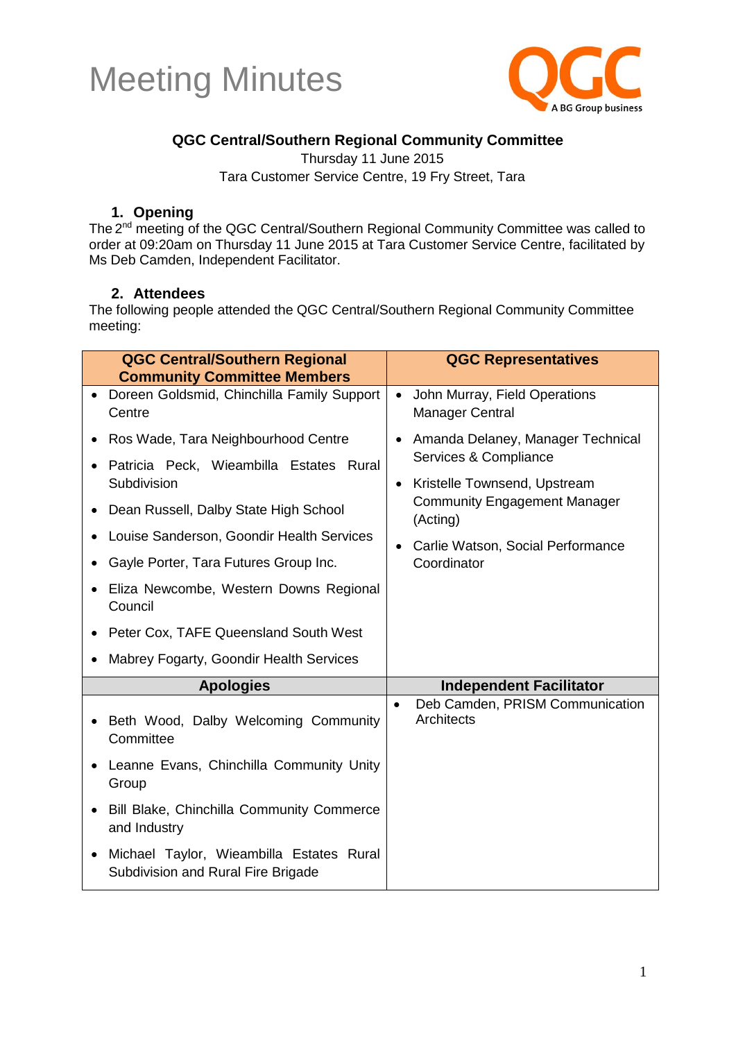# Meeting Minutes

QGC
A BG Group business

**QGC Central/Southern Regional Community Committee**

Thursday 11 June 2015

Tara Customer Service Centre, 19 Fry Street, Tara

## 1. Opening

The 2nd meeting of the QGC Central/Southern Regional Community Committee was called to order at 09:20am on Thursday 11 June 2015 at Tara Customer Service Centre, facilitated by Ms Deb Camden, Independent Facilitator.

## 2. Attendees

The following people attended the QGC Central/Southern Regional Community Committee meeting:

| QGC Central/Southern Regional Community Committee Members | QGC Representatives |
|---|---|
| • Doreen Goldsmid, Chinchilla Family Support Centre<br>• Ros Wade, Tara Neighbourhood Centre<br>• Patricia Peck, Wieambilla Estates Rural Subdivision<br>• Dean Russell, Dalby State High School<br>• Louise Sanderson, Goondir Health Services<br>• Gayle Porter, Tara Futures Group Inc.<br>• Eliza Newcombe, Western Downs Regional Council<br>• Peter Cox, TAFE Queensland South West<br>• Mabrey Fogarty, Goondir Health Services | • John Murray, Field Operations Manager Central<br>• Amanda Delaney, Manager Technical Services & Compliance<br>• Kristelle Townsend, Upstream Community Engagement Manager (Acting)<br>• Carlie Watson, Social Performance Coordinator |
| **Apologies** | **Independent Facilitator** |
| • Beth Wood, Dalby Welcoming Community Committee<br>• Leanne Evans, Chinchilla Community Unity Group<br>• Bill Blake, Chinchilla Community Commerce and Industry<br>• Michael Taylor, Wieambilla Estates Rural Subdivision and Rural Fire Brigade | • Deb Camden, PRISM Communication Architects |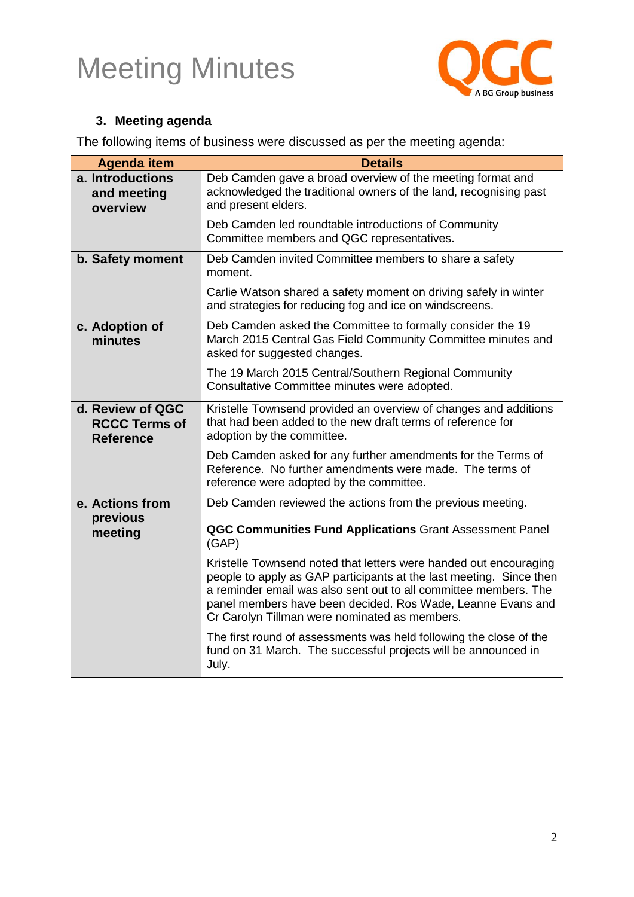### 3. Meeting agenda

The following items of business were discussed as per the meeting agenda:

| Agenda item | Details |
| --- | --- |
| **a. Introductions and meeting overview** | Deb Camden gave a broad overview of the meeting format and acknowledged the traditional owners of the land, recognising past and present elders.<br><br>Deb Camden led roundtable introductions of Community Committee members and QGC representatives. |
| **b. Safety moment** | Deb Camden invited Committee members to share a safety moment.<br><br>Carlie Watson shared a safety moment on driving safely in winter and strategies for reducing fog and ice on windscreens. |
| **c. Adoption of minutes** | Deb Camden asked the Committee to formally consider the 19 March 2015 Central Gas Field Community Committee minutes and asked for suggested changes.<br><br>The 19 March 2015 Central/Southern Regional Community Consultative Committee minutes were adopted. |
| **d. Review of QGC RCCC Terms of Reference** | Kristelle Townsend provided an overview of changes and additions that had been added to the new draft terms of reference for adoption by the committee.<br><br>Deb Camden asked for any further amendments for the Terms of Reference. No further amendments were made. The terms of reference were adopted by the committee. |
| **e. Actions from previous meeting** | Deb Camden reviewed the actions from the previous meeting.<br><br>**QGC Communities Fund Applications** Grant Assessment Panel (GAP)<br><br>Kristelle Townsend noted that letters were handed out encouraging people to apply as GAP participants at the last meeting. Since then a reminder email was also sent out to all committee members. The panel members have been decided. Ros Wade, Leanne Evans and Cr Carolyn Tillman were nominated as members.<br><br>The first round of assessments was held following the close of the fund on 31 March. The successful projects will be announced in July. |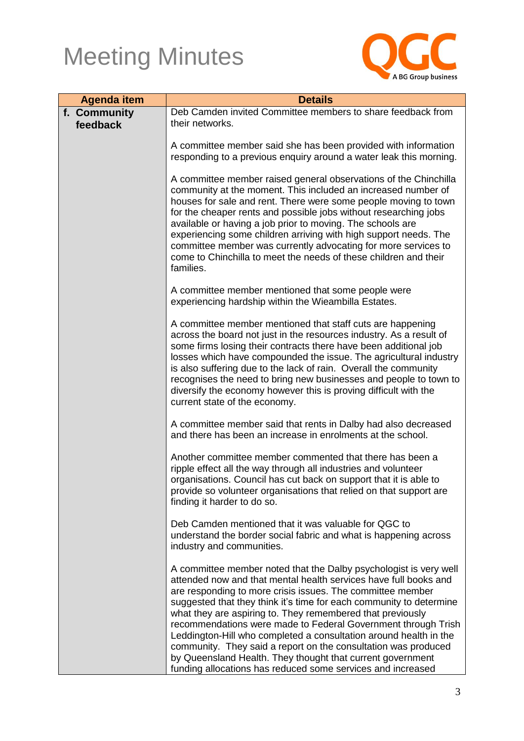# Meeting Minutes

| Agenda item | Details |
|---|---|
| **f. Community feedback** | Deb Camden invited Committee members to share feedback from their networks.<br><br>A committee member said she has been provided with information responding to a previous enquiry around a water leak this morning.<br><br>A committee member raised general observations of the Chinchilla community at the moment. This included an increased number of houses for sale and rent. There were some people moving to town for the cheaper rents and possible jobs without researching jobs available or having a job prior to moving. The schools are experiencing some children arriving with high support needs. The committee member was currently advocating for more services to come to Chinchilla to meet the needs of these children and their families.<br><br>A committee member mentioned that some people were experiencing hardship within the Wieambilla Estates.<br><br>A committee member mentioned that staff cuts are happening across the board not just in the resources industry. As a result of some firms losing their contracts there have been additional job losses which have compounded the issue. The agricultural industry is also suffering due to the lack of rain. Overall the community recognises the need to bring new businesses and people to town to diversify the economy however this is proving difficult with the current state of the economy.<br><br>A committee member said that rents in Dalby had also decreased and there has been an increase in enrolments at the school.<br><br>Another committee member commented that there has been a ripple effect all the way through all industries and volunteer organisations. Council has cut back on support that it is able to provide so volunteer organisations that relied on that support are finding it harder to do so.<br><br>Deb Camden mentioned that it was valuable for QGC to understand the border social fabric and what is happening across industry and communities.<br><br>A committee member noted that the Dalby psychologist is very well attended now and that mental health services have full books and are responding to more crisis issues. The committee member suggested that they think it's time for each community to determine what they are aspiring to. They remembered that previously recommendations were made to Federal Government through Trish Leddington-Hill who completed a consultation around health in the community. They said a report on the consultation was produced by Queensland Health. They thought that current government funding allocations has reduced some services and increased |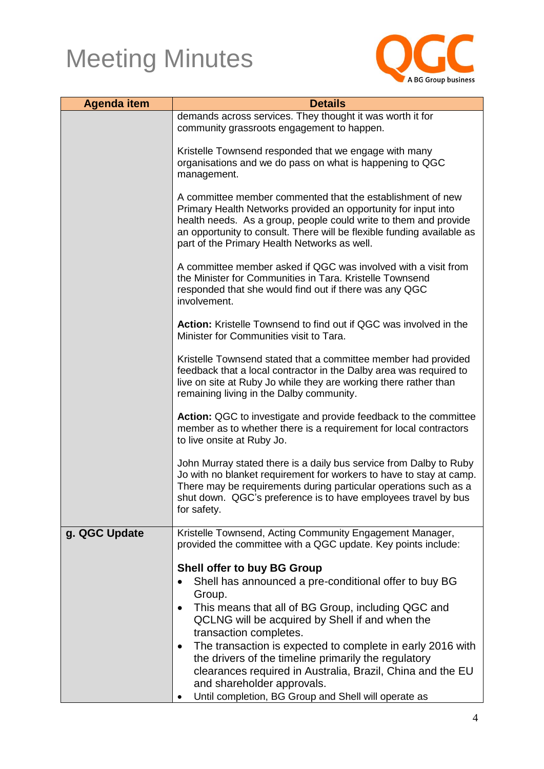# Meeting Minutes

| Agenda item | Details |
| --- | --- |
| | demands across services. They thought it was worth it for community grassroots engagement to happen.<br><br>Kristelle Townsend responded that we engage with many organisations and we do pass on what is happening to QGC management.<br><br>A committee member commented that the establishment of new Primary Health Networks provided an opportunity for input into health needs. As a group, people could write to them and provide an opportunity to consult. There will be flexible funding available as part of the Primary Health Networks as well.<br><br>A committee member asked if QGC was involved with a visit from the Minister for Communities in Tara. Kristelle Townsend responded that she would find out if there was any QGC involvement.<br><br>**Action:** Kristelle Townsend to find out if QGC was involved in the Minister for Communities visit to Tara.<br><br>Kristelle Townsend stated that a committee member had provided feedback that a local contractor in the Dalby area was required to live on site at Ruby Jo while they are working there rather than remaining living in the Dalby community.<br><br>**Action:** QGC to investigate and provide feedback to the committee member as to whether there is a requirement for local contractors to live onsite at Ruby Jo.<br><br>John Murray stated there is a daily bus service from Dalby to Ruby Jo with no blanket requirement for workers to have to stay at camp. There may be requirements during particular operations such as a shut down. QGC's preference is to have employees travel by bus for safety. |
| **g. QGC Update** | Kristelle Townsend, Acting Community Engagement Manager, provided the committee with a QGC update. Key points include:<br><br>**Shell offer to buy BG Group**<br>• Shell has announced a pre-conditional offer to buy BG Group.<br>• This means that all of BG Group, including QGC and QCLNG will be acquired by Shell if and when the transaction completes.<br>• The transaction is expected to complete in early 2016 with the drivers of the timeline primarily the regulatory clearances required in Australia, Brazil, China and the EU and shareholder approvals.<br>• Until completion, BG Group and Shell will operate as |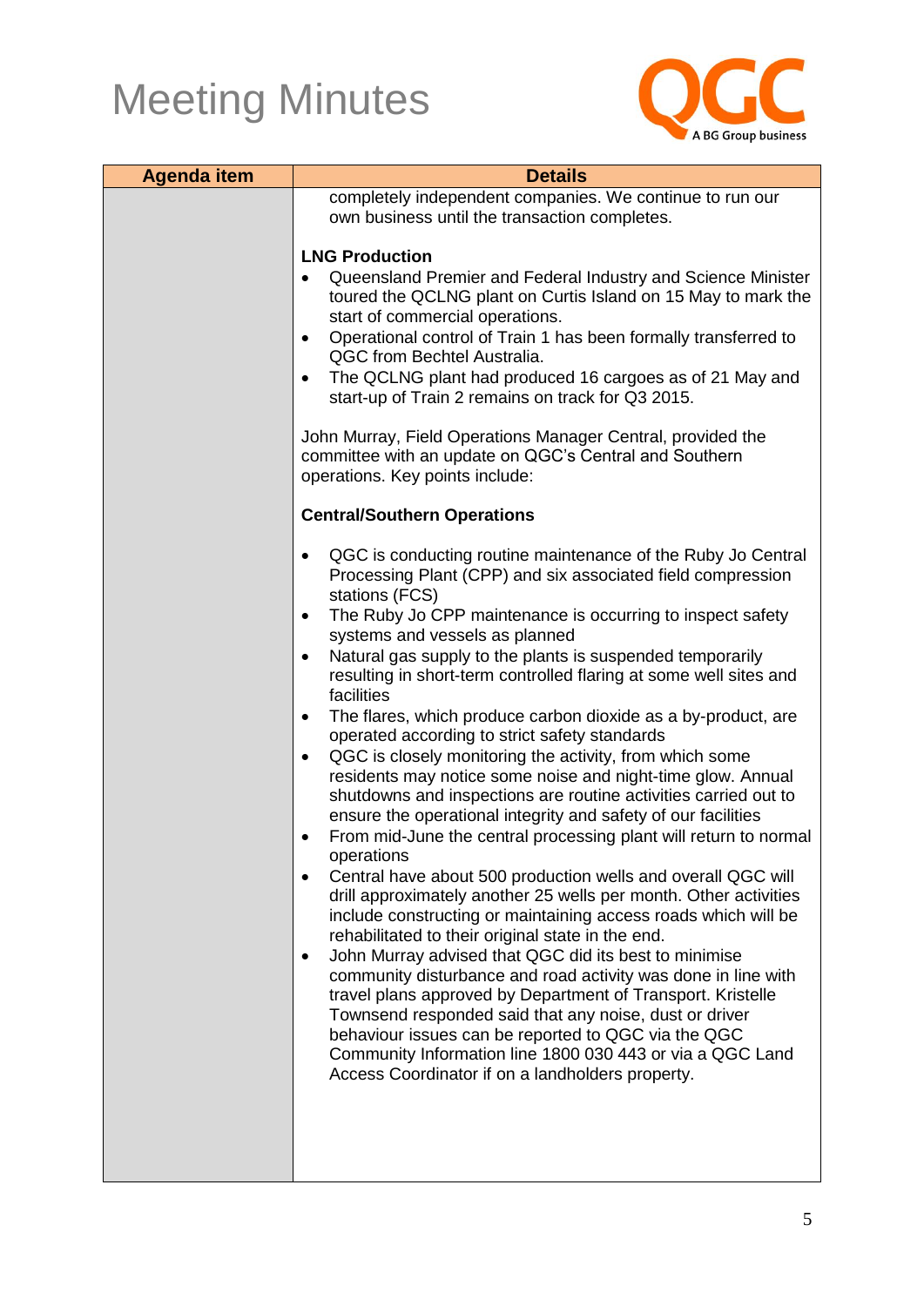# Meeting Minutes

| Agenda item | Details |
| --- | --- |
| | completely independent companies. We continue to run our own business until the transaction completes.<br><br>**LNG Production**<br>• Queensland Premier and Federal Industry and Science Minister toured the QCLNG plant on Curtis Island on 15 May to mark the start of commercial operations.<br>• Operational control of Train 1 has been formally transferred to QGC from Bechtel Australia.<br>• The QCLNG plant had produced 16 cargoes as of 21 May and start-up of Train 2 remains on track for Q3 2015.<br><br>John Murray, Field Operations Manager Central, provided the committee with an update on QGC's Central and Southern operations. Key points include:<br><br>**Central/Southern Operations**<br><br>• QGC is conducting routine maintenance of the Ruby Jo Central Processing Plant (CPP) and six associated field compression stations (FCS)<br>• The Ruby Jo CPP maintenance is occurring to inspect safety systems and vessels as planned<br>• Natural gas supply to the plants is suspended temporarily resulting in short-term controlled flaring at some well sites and facilities<br>• The flares, which produce carbon dioxide as a by-product, are operated according to strict safety standards<br>• QGC is closely monitoring the activity, from which some residents may notice some noise and night-time glow. Annual shutdowns and inspections are routine activities carried out to ensure the operational integrity and safety of our facilities<br>• From mid-June the central processing plant will return to normal operations<br>• Central have about 500 production wells and overall QGC will drill approximately another 25 wells per month. Other activities include constructing or maintaining access roads which will be rehabilitated to their original state in the end.<br>• John Murray advised that QGC did its best to minimise community disturbance and road activity was done in line with travel plans approved by Department of Transport. Kristelle Townsend responded said that any noise, dust or driver behaviour issues can be reported to QGC via the QGC Community Information line 1800 030 443 or via a QGC Land Access Coordinator if on a landholders property. |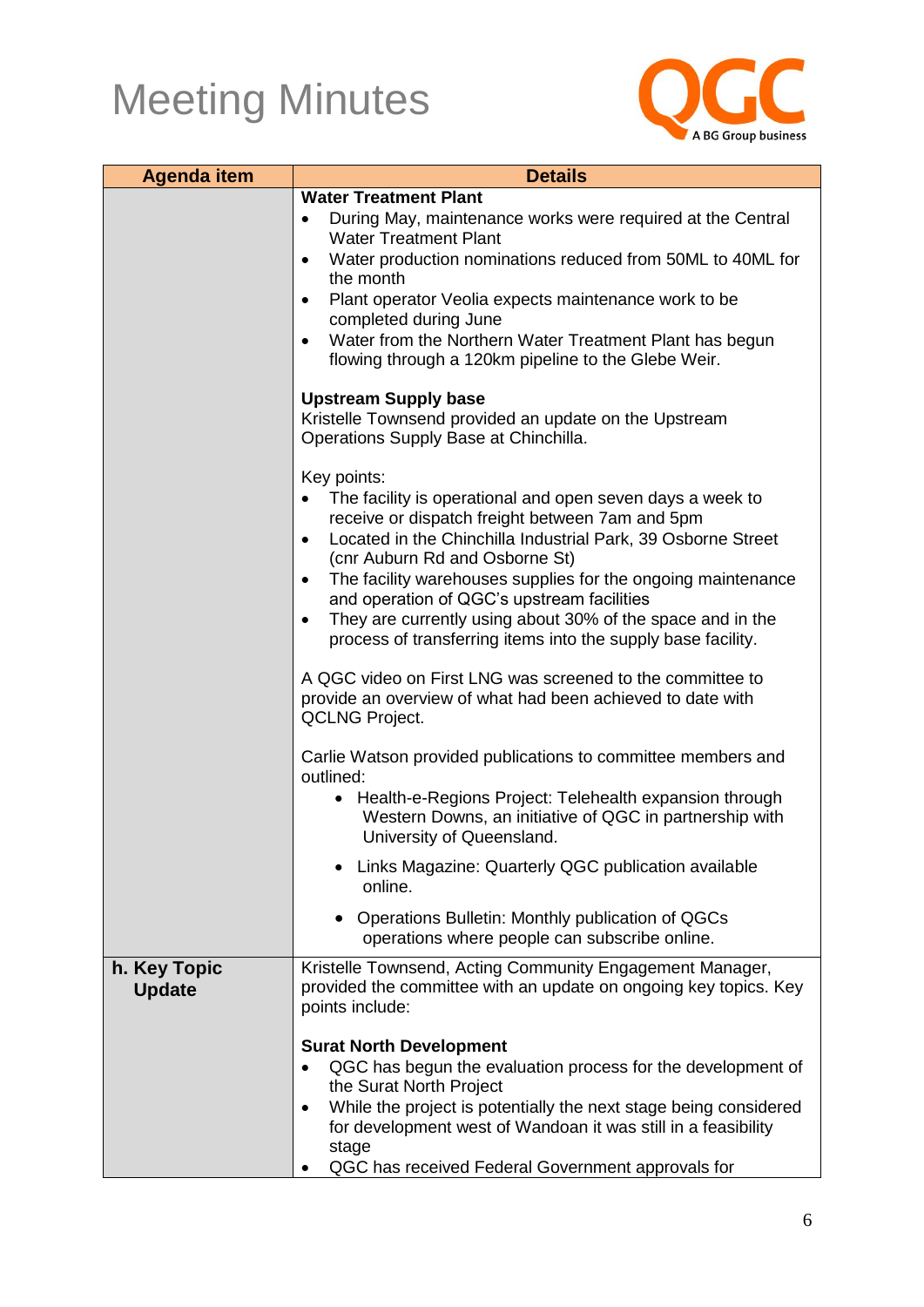# Meeting Minutes

| Agenda item | Details |
| --- | --- |
| | **Water Treatment Plant**<br>• During May, maintenance works were required at the Central Water Treatment Plant<br>• Water production nominations reduced from 50ML to 40ML for the month<br>• Plant operator Veolia expects maintenance work to be completed during June<br>• Water from the Northern Water Treatment Plant has begun flowing through a 120km pipeline to the Glebe Weir.<br><br>**Upstream Supply base**<br>Kristelle Townsend provided an update on the Upstream Operations Supply Base at Chinchilla.<br><br>Key points:<br>• The facility is operational and open seven days a week to receive or dispatch freight between 7am and 5pm<br>• Located in the Chinchilla Industrial Park, 39 Osborne Street (cnr Auburn Rd and Osborne St)<br>• The facility warehouses supplies for the ongoing maintenance and operation of QGC's upstream facilities<br>• They are currently using about 30% of the space and in the process of transferring items into the supply base facility.<br><br>A QGC video on First LNG was screened to the committee to provide an overview of what had been achieved to date with QCLNG Project.<br><br>Carlie Watson provided publications to committee members and outlined:<br>• Health-e-Regions Project: Telehealth expansion through Western Downs, an initiative of QGC in partnership with University of Queensland.<br>• Links Magazine: Quarterly QGC publication available online.<br>• Operations Bulletin: Monthly publication of QGCs operations where people can subscribe online. |
| **h. Key Topic Update** | Kristelle Townsend, Acting Community Engagement Manager, provided the committee with an update on ongoing key topics. Key points include:<br><br>**Surat North Development**<br>• QGC has begun the evaluation process for the development of the Surat North Project<br>• While the project is potentially the next stage being considered for development west of Wandoan it was still in a feasibility stage<br>• QGC has received Federal Government approvals for |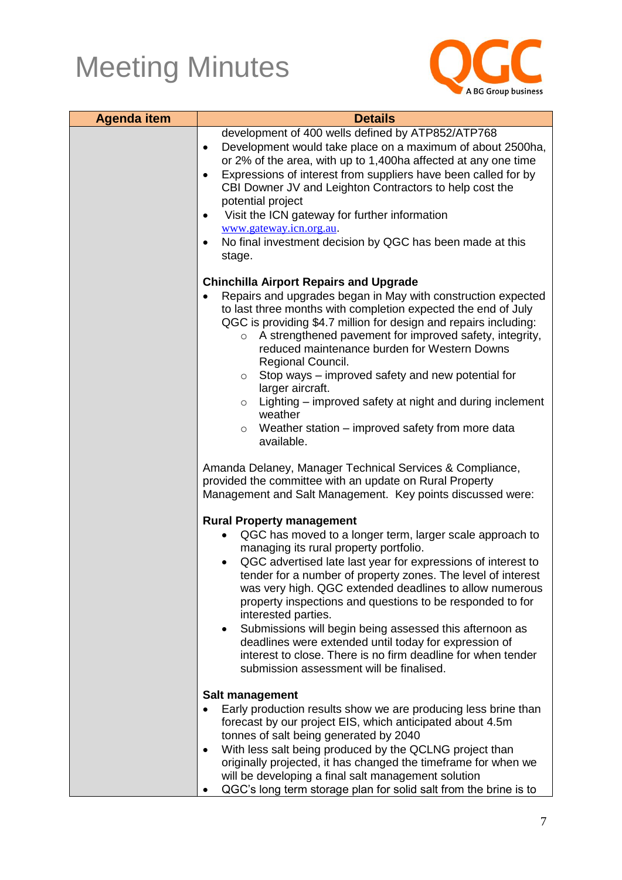# Meeting Minutes

| Agenda item | Details |
|---|---|
| | development of 400 wells defined by ATP852/ATP768<br>• Development would take place on a maximum of about 2500ha, or 2% of the area, with up to 1,400ha affected at any one time<br>• Expressions of interest from suppliers have been called for by CBI Downer JV and Leighton Contractors to help cost the potential project<br>• Visit the ICN gateway for further information www.gateway.icn.org.au.<br>• No final investment decision by QGC has been made at this stage.<br><br>**Chinchilla Airport Repairs and Upgrade**<br>• Repairs and upgrades began in May with construction expected to last three months with completion expected the end of July QGC is providing $4.7 million for design and repairs including:<br>  ○ A strengthened pavement for improved safety, integrity, reduced maintenance burden for Western Downs Regional Council.<br>  ○ Stop ways – improved safety and new potential for larger aircraft.<br>  ○ Lighting – improved safety at night and during inclement weather<br>  ○ Weather station – improved safety from more data available.<br><br>Amanda Delaney, Manager Technical Services & Compliance, provided the committee with an update on Rural Property Management and Salt Management. Key points discussed were:<br><br>**Rural Property management**<br>• QGC has moved to a longer term, larger scale approach to managing its rural property portfolio.<br>• QGC advertised late last year for expressions of interest to tender for a number of property zones. The level of interest was very high. QGC extended deadlines to allow numerous property inspections and questions to be responded to for interested parties.<br>• Submissions will begin being assessed this afternoon as deadlines were extended until today for expression of interest to close. There is no firm deadline for when tender submission assessment will be finalised.<br><br>**Salt management**<br>• Early production results show we are producing less brine than forecast by our project EIS, which anticipated about 4.5m tonnes of salt being generated by 2040<br>• With less salt being produced by the QCLNG project than originally projected, it has changed the timeframe for when we will be developing a final salt management solution<br>• QGC's long term storage plan for solid salt from the brine is to |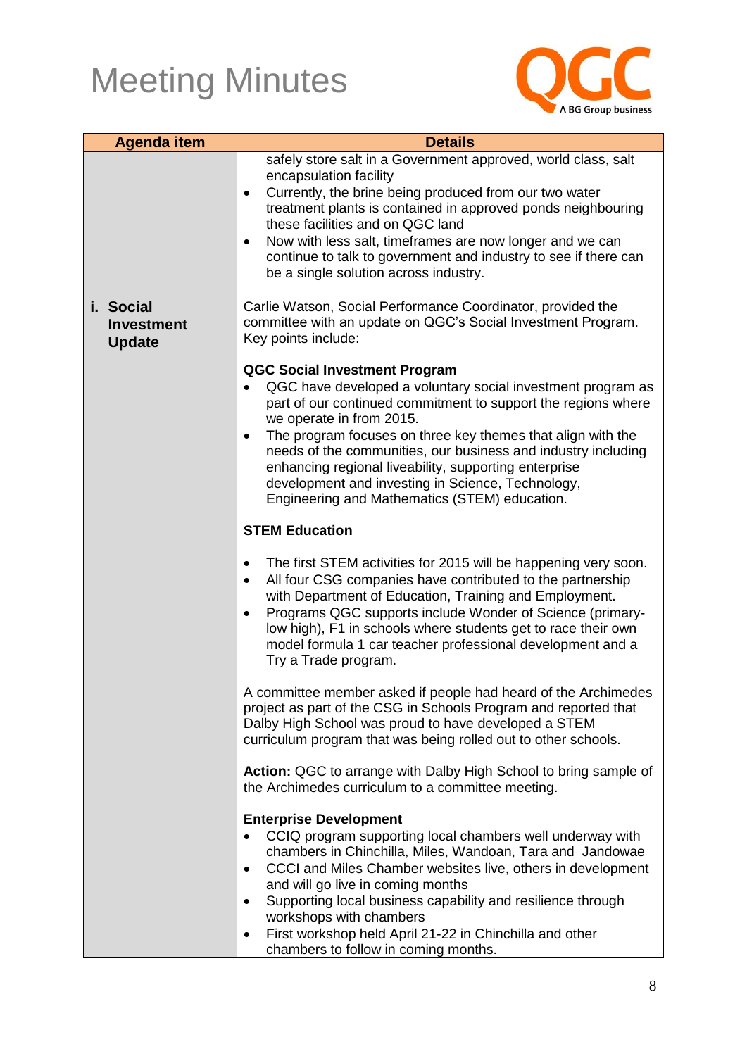# Meeting Minutes

| Agenda item | Details |
|---|---|
| | safely store salt in a Government approved, world class, salt encapsulation facility<br>• Currently, the brine being produced from our two water treatment plants is contained in approved ponds neighbouring these facilities and on QGC land<br>• Now with less salt, timeframes are now longer and we can continue to talk to government and industry to see if there can be a single solution across industry. |
| **i. Social Investment Update** | Carlie Watson, Social Performance Coordinator, provided the committee with an update on QGC's Social Investment Program. Key points include:<br><br>**QGC Social Investment Program**<br>• QGC have developed a voluntary social investment program as part of our continued commitment to support the regions where we operate in from 2015.<br>• The program focuses on three key themes that align with the needs of the communities, our business and industry including enhancing regional liveability, supporting enterprise development and investing in Science, Technology, Engineering and Mathematics (STEM) education.<br><br>**STEM Education**<br><br>• The first STEM activities for 2015 will be happening very soon.<br>• All four CSG companies have contributed to the partnership with Department of Education, Training and Employment.<br>• Programs QGC supports include Wonder of Science (primary-low high), F1 in schools where students get to race their own model formula 1 car teacher professional development and a Try a Trade program.<br><br>A committee member asked if people had heard of the Archimedes project as part of the CSG in Schools Program and reported that Dalby High School was proud to have developed a STEM curriculum program that was being rolled out to other schools.<br><br>**Action:** QGC to arrange with Dalby High School to bring sample of the Archimedes curriculum to a committee meeting.<br><br>**Enterprise Development**<br>• CCIQ program supporting local chambers well underway with chambers in Chinchilla, Miles, Wandoan, Tara and Jandowae<br>• CCCI and Miles Chamber websites live, others in development and will go live in coming months<br>• Supporting local business capability and resilience through workshops with chambers<br>• First workshop held April 21-22 in Chinchilla and other chambers to follow in coming months. |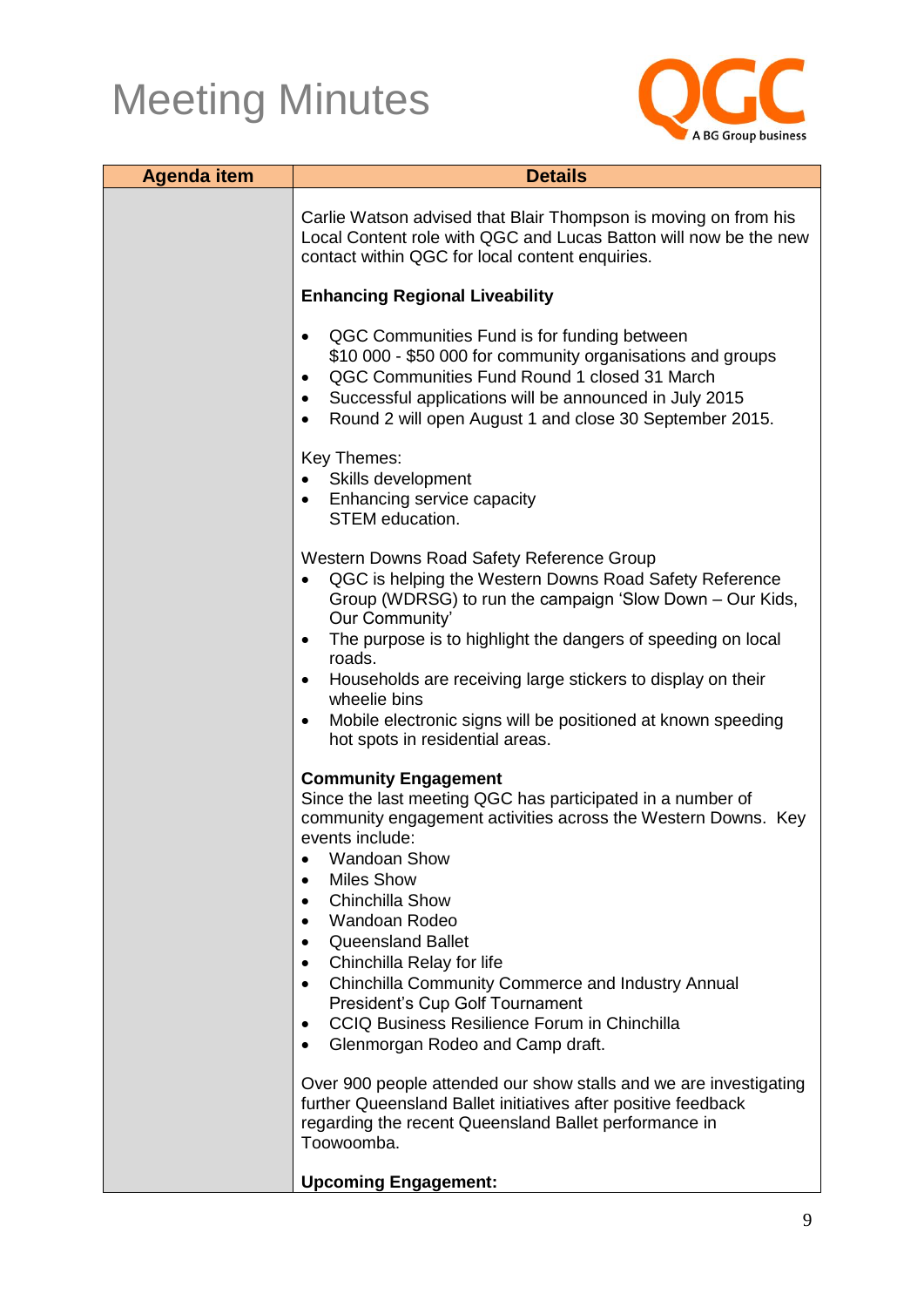# Meeting Minutes

| Agenda item | Details |
|---|---|
| | Carlie Watson advised that Blair Thompson is moving on from his Local Content role with QGC and Lucas Batton will now be the new contact within QGC for local content enquiries.<br><br>**Enhancing Regional Liveability**<br><br>• QGC Communities Fund is for funding between $10 000 - $50 000 for community organisations and groups<br>• QGC Communities Fund Round 1 closed 31 March<br>• Successful applications will be announced in July 2015<br>• Round 2 will open August 1 and close 30 September 2015.<br><br>Key Themes:<br>• Skills development<br>• Enhancing service capacity<br>STEM education.<br><br>Western Downs Road Safety Reference Group<br>• QGC is helping the Western Downs Road Safety Reference Group (WDRSG) to run the campaign 'Slow Down – Our Kids, Our Community'<br>• The purpose is to highlight the dangers of speeding on local roads.<br>• Households are receiving large stickers to display on their wheelie bins<br>• Mobile electronic signs will be positioned at known speeding hot spots in residential areas.<br><br>**Community Engagement**<br>Since the last meeting QGC has participated in a number of community engagement activities across the Western Downs. Key events include:<br>• Wandoan Show<br>• Miles Show<br>• Chinchilla Show<br>• Wandoan Rodeo<br>• Queensland Ballet<br>• Chinchilla Relay for life<br>• Chinchilla Community Commerce and Industry Annual President's Cup Golf Tournament<br>• CCIQ Business Resilience Forum in Chinchilla<br>• Glenmorgan Rodeo and Camp draft.<br><br>Over 900 people attended our show stalls and we are investigating further Queensland Ballet initiatives after positive feedback regarding the recent Queensland Ballet performance in Toowoomba.<br><br>**Upcoming Engagement:** |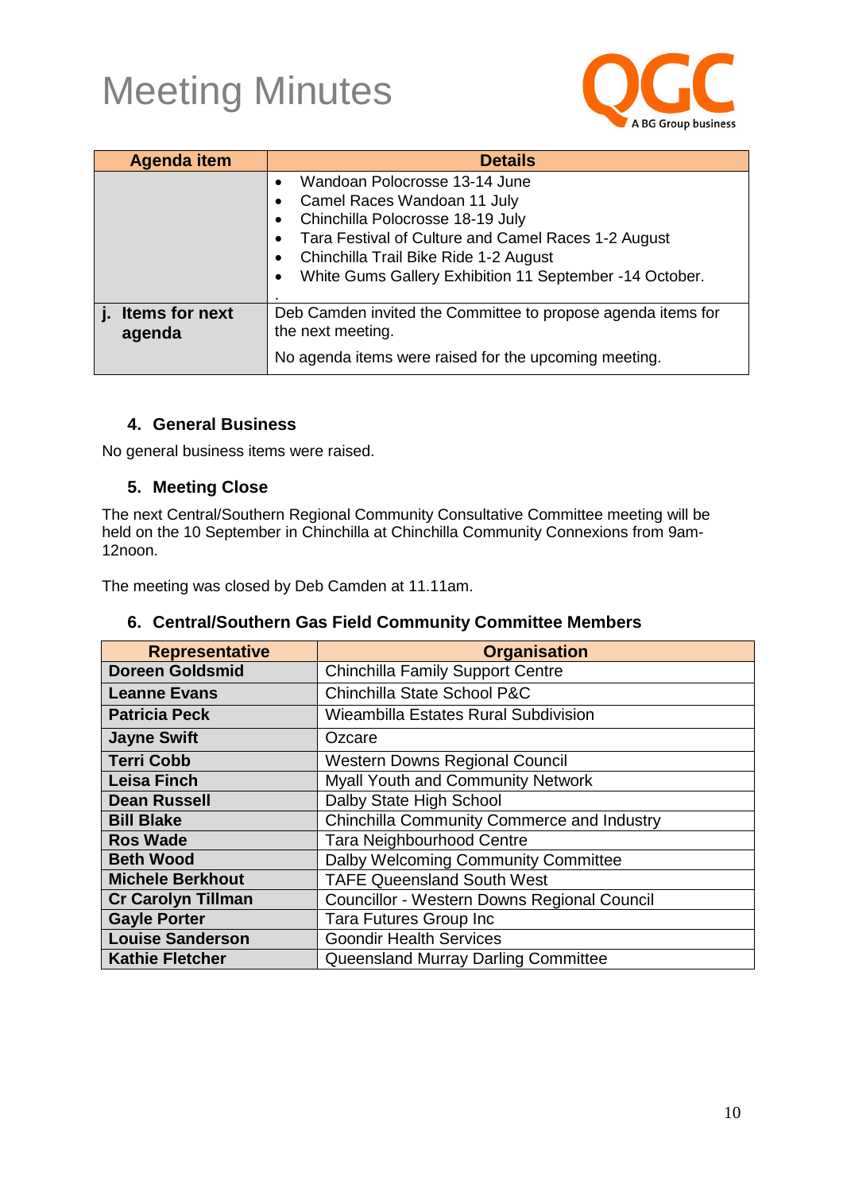# Meeting Minutes

| Agenda item | Details |
|---|---|
| | • Wandoan Polocrosse 13-14 June<br>• Camel Races Wandoan 11 July<br>• Chinchilla Polocrosse 18-19 July<br>• Tara Festival of Culture and Camel Races 1-2 August<br>• Chinchilla Trail Bike Ride 1-2 August<br>• White Gums Gallery Exhibition 11 September -14 October.<br>. |
| **j. Items for next agenda** | Deb Camden invited the Committee to propose agenda items for the next meeting.<br>No agenda items were raised for the upcoming meeting. |

## 4. General Business

No general business items were raised.

## 5. Meeting Close

The next Central/Southern Regional Community Consultative Committee meeting will be held on the 10 September in Chinchilla at Chinchilla Community Connexions from 9am-12noon.

The meeting was closed by Deb Camden at 11.11am.

## 6. Central/Southern Gas Field Community Committee Members

| Representative | Organisation |
|---|---|
| **Doreen Goldsmid** | Chinchilla Family Support Centre |
| **Leanne Evans** | Chinchilla State School P&C |
| **Patricia Peck** | Wieambilla Estates Rural Subdivision |
| **Jayne Swift** | Ozcare |
| **Terri Cobb** | Western Downs Regional Council |
| **Leisa Finch** | Myall Youth and Community Network |
| **Dean Russell** | Dalby State High School |
| **Bill Blake** | Chinchilla Community Commerce and Industry |
| **Ros Wade** | Tara Neighbourhood Centre |
| **Beth Wood** | Dalby Welcoming Community Committee |
| **Michele Berkhout** | TAFE Queensland South West |
| **Cr Carolyn Tillman** | Councillor - Western Downs Regional Council |
| **Gayle Porter** | Tara Futures Group Inc |
| **Louise Sanderson** | Goondir Health Services |
| **Kathie Fletcher** | Queensland Murray Darling Committee |